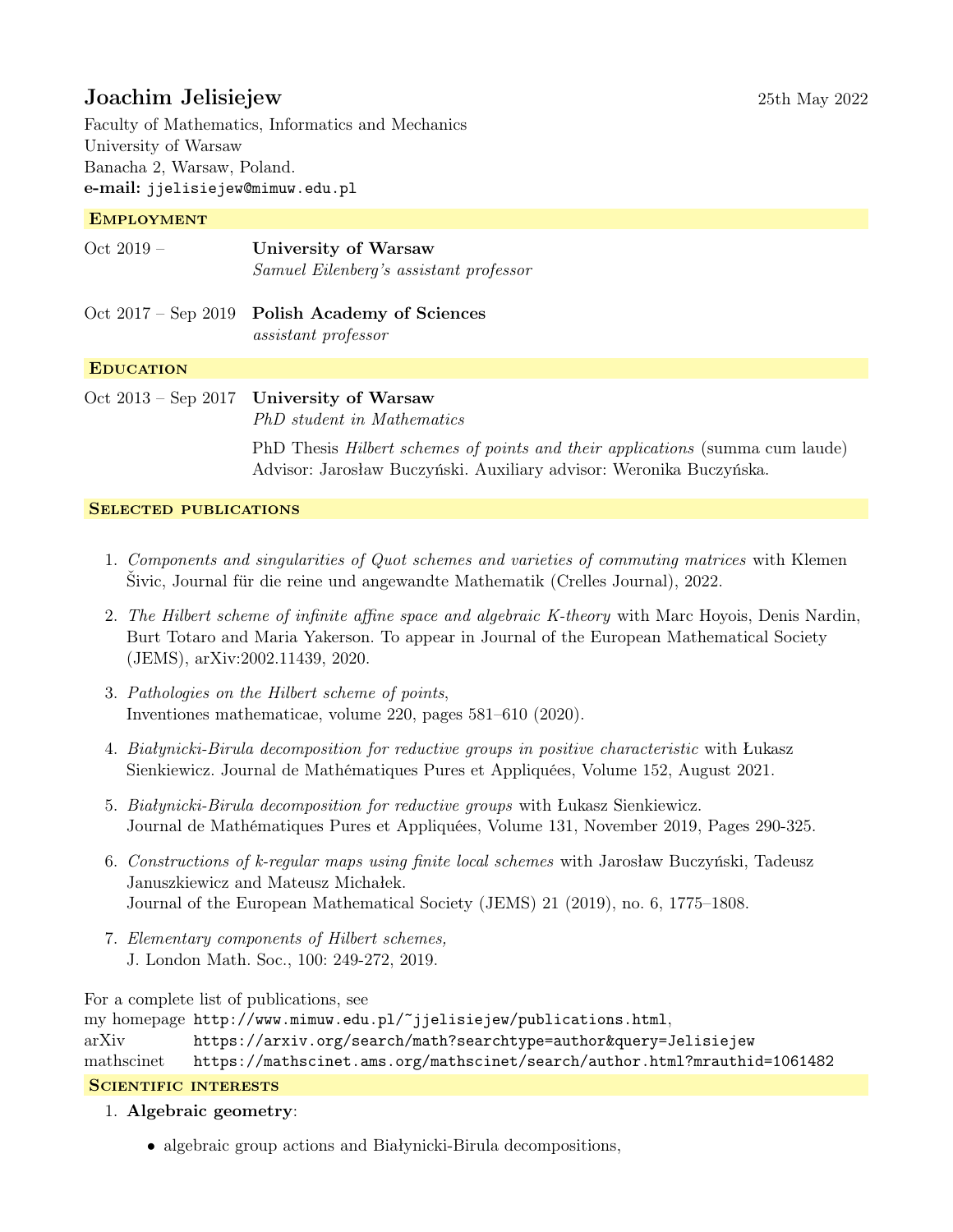# Joachim Jelisiejew

25th May 2022

Faculty of Mathematics, Informatics and Mechanics
University of Warsaw
Banacha 2, Warsaw, Poland.
**e-mail:** `jjelisiejew@mimuw.edu.pl`

## Employment

Oct 2019 – **University of Warsaw**
*Samuel Eilenberg's assistant professor*

Oct 2017 – Sep 2019 **Polish Academy of Sciences**
*assistant professor*

## Education

Oct 2013 – Sep 2017 **University of Warsaw**
*PhD student in Mathematics*

PhD Thesis *Hilbert schemes of points and their applications* (summa cum laude)
Advisor: Jarosław Buczyński. Auxiliary advisor: Weronika Buczyńska.

## Selected publications

1. *Components and singularities of Quot schemes and varieties of commuting matrices* with Klemen Šivic, Journal für die reine und angewandte Mathematik (Crelles Journal), 2022.
2. *The Hilbert scheme of infinite affine space and algebraic K-theory* with Marc Hoyois, Denis Nardin, Burt Totaro and Maria Yakerson. To appear in Journal of the European Mathematical Society (JEMS), arXiv:2002.11439, 2020.
3. *Pathologies on the Hilbert scheme of points*,
   Inventiones mathematicae, volume 220, pages 581–610 (2020).
4. *Białynicki-Birula decomposition for reductive groups in positive characteristic* with Łukasz Sienkiewicz. Journal de Mathématiques Pures et Appliquées, Volume 152, August 2021.
5. *Białynicki-Birula decomposition for reductive groups* with Łukasz Sienkiewicz.
   Journal de Mathématiques Pures et Appliquées, Volume 131, November 2019, Pages 290-325.
6. *Constructions of k-regular maps using finite local schemes* with Jarosław Buczyński, Tadeusz Januszkiewicz and Mateusz Michałek.
   Journal of the European Mathematical Society (JEMS) 21 (2019), no. 6, 1775–1808.
7. *Elementary components of Hilbert schemes,*
   J. London Math. Soc., 100: 249-272, 2019.

For a complete list of publications, see
my homepage `http://www.mimuw.edu.pl/~jjelisiejew/publications.html`,
arXiv `https://arxiv.org/search/math?searchtype=author&query=Jelisiejew`
mathscinet `https://mathscinet.ams.org/mathscinet/search/author.html?mrauthid=1061482`

## Scientific interests

1. **Algebraic geometry**:
   - algebraic group actions and Białynicki-Birula decompositions,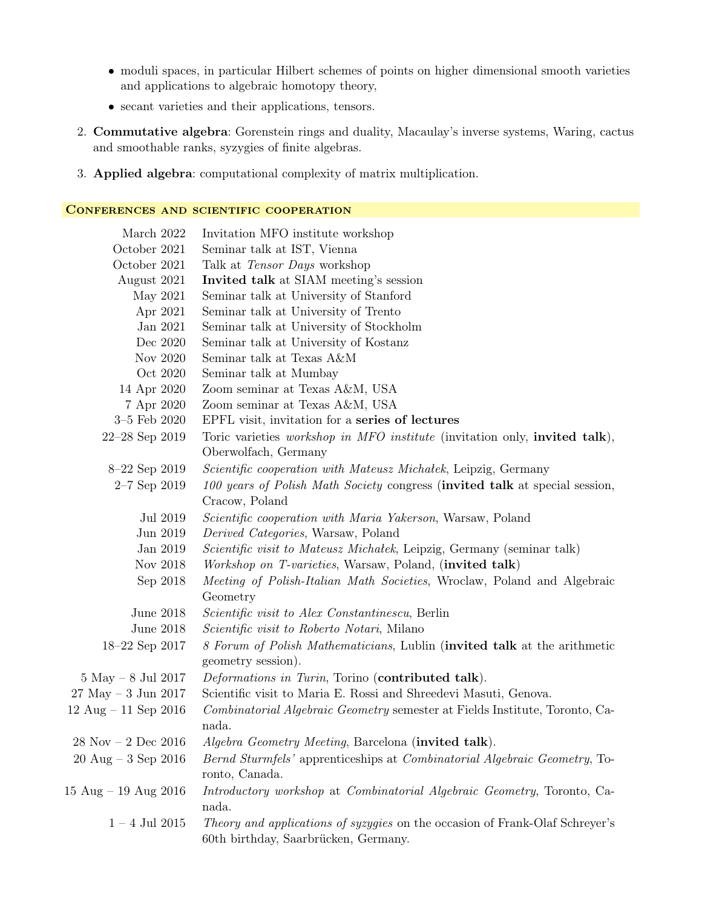- moduli spaces, in particular Hilbert schemes of points on higher dimensional smooth varieties and applications to algebraic homotopy theory,
- secant varieties and their applications, tensors.

2. **Commutative algebra**: Gorenstein rings and duality, Macaulay's inverse systems, Waring, cactus and smoothable ranks, syzygies of finite algebras.
3. **Applied algebra**: computational complexity of matrix multiplication.

## Conferences and scientific cooperation

| | |
|---|---|
| March 2022 | Invitation MFO institute workshop |
| October 2021 | Seminar talk at IST, Vienna |
| October 2021 | Talk at *Tensor Days* workshop |
| August 2021 | **Invited talk** at SIAM meeting's session |
| May 2021 | Seminar talk at University of Stanford |
| Apr 2021 | Seminar talk at University of Trento |
| Jan 2021 | Seminar talk at University of Stockholm |
| Dec 2020 | Seminar talk at University of Kostanz |
| Nov 2020 | Seminar talk at Texas A&M |
| Oct 2020 | Seminar talk at Mumbay |
| 14 Apr 2020 | Zoom seminar at Texas A&M, USA |
| 7 Apr 2020 | Zoom seminar at Texas A&M, USA |
| 3–5 Feb 2020 | EPFL visit, invitation for a **series of lectures** |
| 22–28 Sep 2019 | Toric varieties *workshop in MFO institute* (invitation only, **invited talk**), Oberwolfach, Germany |
| 8–22 Sep 2019 | *Scientific cooperation with Mateusz Michałek*, Leipzig, Germany |
| 2–7 Sep 2019 | *100 years of Polish Math Society* congress (**invited talk** at special session, Cracow, Poland |
| Jul 2019 | *Scientific cooperation with Maria Yakerson*, Warsaw, Poland |
| Jun 2019 | *Derived Categories*, Warsaw, Poland |
| Jan 2019 | *Scientific visit to Mateusz Michałek*, Leipzig, Germany (seminar talk) |
| Nov 2018 | *Workshop on T-varieties*, Warsaw, Poland, (**invited talk**) |
| Sep 2018 | *Meeting of Polish-Italian Math Societies*, Wroclaw, Poland and Algebraic Geometry |
| June 2018 | *Scientific visit to Alex Constantinescu*, Berlin |
| June 2018 | *Scientific visit to Roberto Notari*, Milano |
| 18–22 Sep 2017 | *8 Forum of Polish Mathematicians*, Lublin (**invited talk** at the arithmetic geometry session). |
| 5 May – 8 Jul 2017 | *Deformations in Turin*, Torino (**contributed talk**). |
| 27 May – 3 Jun 2017 | Scientific visit to Maria E. Rossi and Shreedevi Masuti, Genova. |
| 12 Aug – 11 Sep 2016 | *Combinatorial Algebraic Geometry* semester at Fields Institute, Toronto, Canada. |
| 28 Nov – 2 Dec 2016 | *Algebra Geometry Meeting*, Barcelona (**invited talk**). |
| 20 Aug – 3 Sep 2016 | *Bernd Sturmfels'* apprenticeships at *Combinatorial Algebraic Geometry*, Toronto, Canada. |
| 15 Aug – 19 Aug 2016 | *Introductory workshop* at *Combinatorial Algebraic Geometry*, Toronto, Canada. |
| 1 – 4 Jul 2015 | *Theory and applications of syzygies* on the occasion of Frank-Olaf Schreyer's 60th birthday, Saarbrücken, Germany. |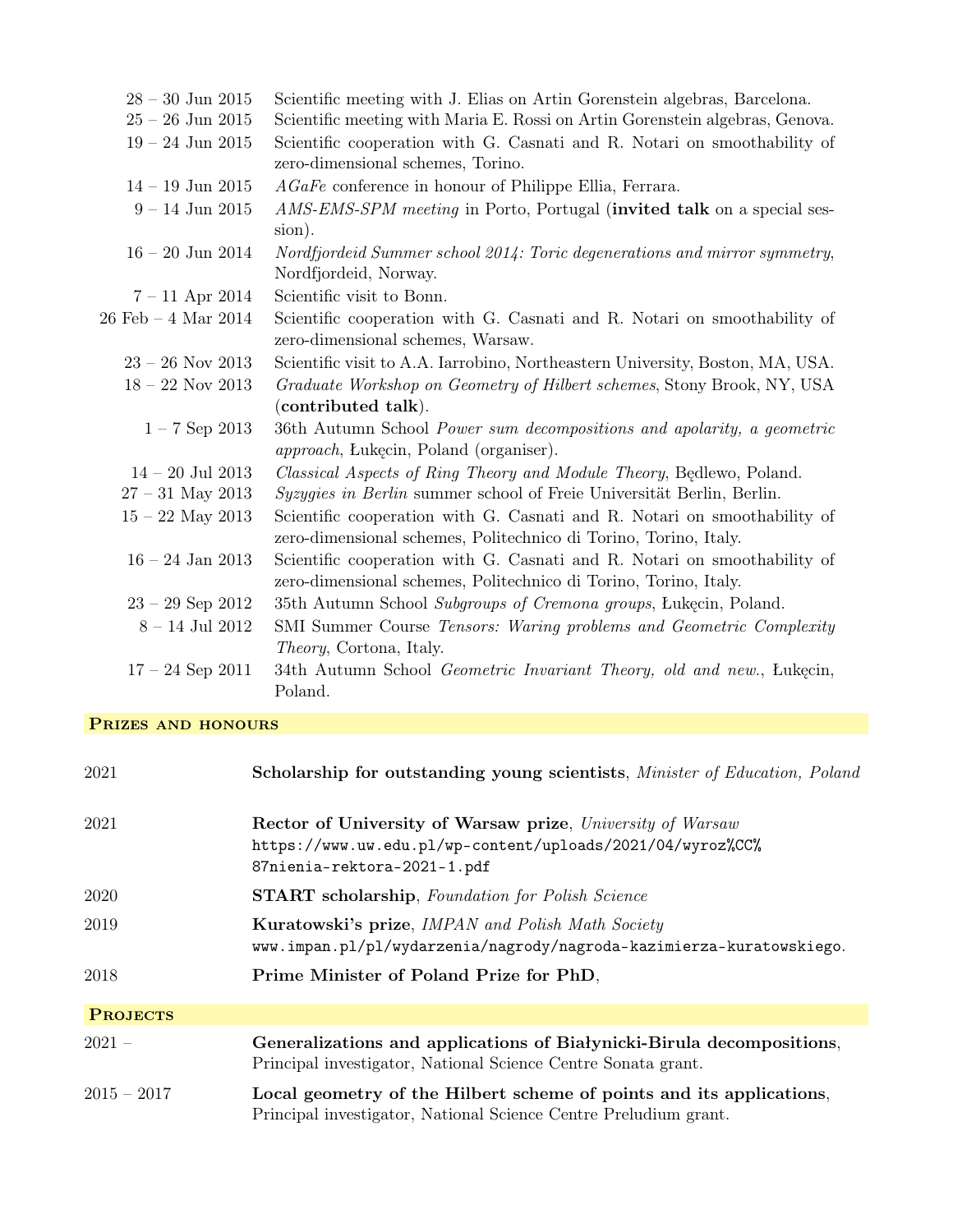| | |
|---|---|
| 28 – 30 Jun 2015 | Scientific meeting with J. Elias on Artin Gorenstein algebras, Barcelona. |
| 25 – 26 Jun 2015 | Scientific meeting with Maria E. Rossi on Artin Gorenstein algebras, Genova. |
| 19 – 24 Jun 2015 | Scientific cooperation with G. Casnati and R. Notari on smoothability of zero-dimensional schemes, Torino. |
| 14 – 19 Jun 2015 | *AGaFe* conference in honour of Philippe Ellia, Ferrara. |
| 9 – 14 Jun 2015 | *AMS-EMS-SPM meeting* in Porto, Portugal (**invited talk** on a special session). |
| 16 – 20 Jun 2014 | *Nordfjordeid Summer school 2014: Toric degenerations and mirror symmetry*, Nordfjordeid, Norway. |
| 7 – 11 Apr 2014 | Scientific visit to Bonn. |
| 26 Feb – 4 Mar 2014 | Scientific cooperation with G. Casnati and R. Notari on smoothability of zero-dimensional schemes, Warsaw. |
| 23 – 26 Nov 2013 | Scientific visit to A.A. Iarrobino, Northeastern University, Boston, MA, USA. |
| 18 – 22 Nov 2013 | *Graduate Workshop on Geometry of Hilbert schemes*, Stony Brook, NY, USA (**contributed talk**). |
| 1 – 7 Sep 2013 | 36th Autumn School *Power sum decompositions and apolarity, a geometric approach*, Łukęcin, Poland (organiser). |
| 14 – 20 Jul 2013 | *Classical Aspects of Ring Theory and Module Theory*, Będlewo, Poland. |
| 27 – 31 May 2013 | *Syzygies in Berlin* summer school of Freie Universität Berlin, Berlin. |
| 15 – 22 May 2013 | Scientific cooperation with G. Casnati and R. Notari on smoothability of zero-dimensional schemes, Politechnico di Torino, Torino, Italy. |
| 16 – 24 Jan 2013 | Scientific cooperation with G. Casnati and R. Notari on smoothability of zero-dimensional schemes, Politechnico di Torino, Torino, Italy. |
| 23 – 29 Sep 2012 | 35th Autumn School *Subgroups of Cremona groups*, Łukęcin, Poland. |
| 8 – 14 Jul 2012 | SMI Summer Course *Tensors: Waring problems and Geometric Complexity Theory*, Cortona, Italy. |
| 17 – 24 Sep 2011 | 34th Autumn School *Geometric Invariant Theory, old and new.*, Łukęcin, Poland. |

## Prizes and honours

| | |
|---|---|
| 2021 | **Scholarship for outstanding young scientists**, *Minister of Education, Poland* |
| 2021 | **Rector of University of Warsaw prize**, *University of Warsaw* `https://www.uw.edu.pl/wp-content/uploads/2021/04/wyroz%CC%87nienia-rektora-2021-1.pdf` |
| 2020 | **START scholarship**, *Foundation for Polish Science* |
| 2019 | **Kuratowski's prize**, *IMPAN and Polish Math Society* `www.impan.pl/pl/wydarzenia/nagrody/nagroda-kazimierza-kuratowskiego`. |
| 2018 | **Prime Minister of Poland Prize for PhD**, |

## Projects

| | |
|---|---|
| 2021 – | **Generalizations and applications of Białynicki-Birula decompositions**, Principal investigator, National Science Centre Sonata grant. |
| 2015 – 2017 | **Local geometry of the Hilbert scheme of points and its applications**, Principal investigator, National Science Centre Preludium grant. |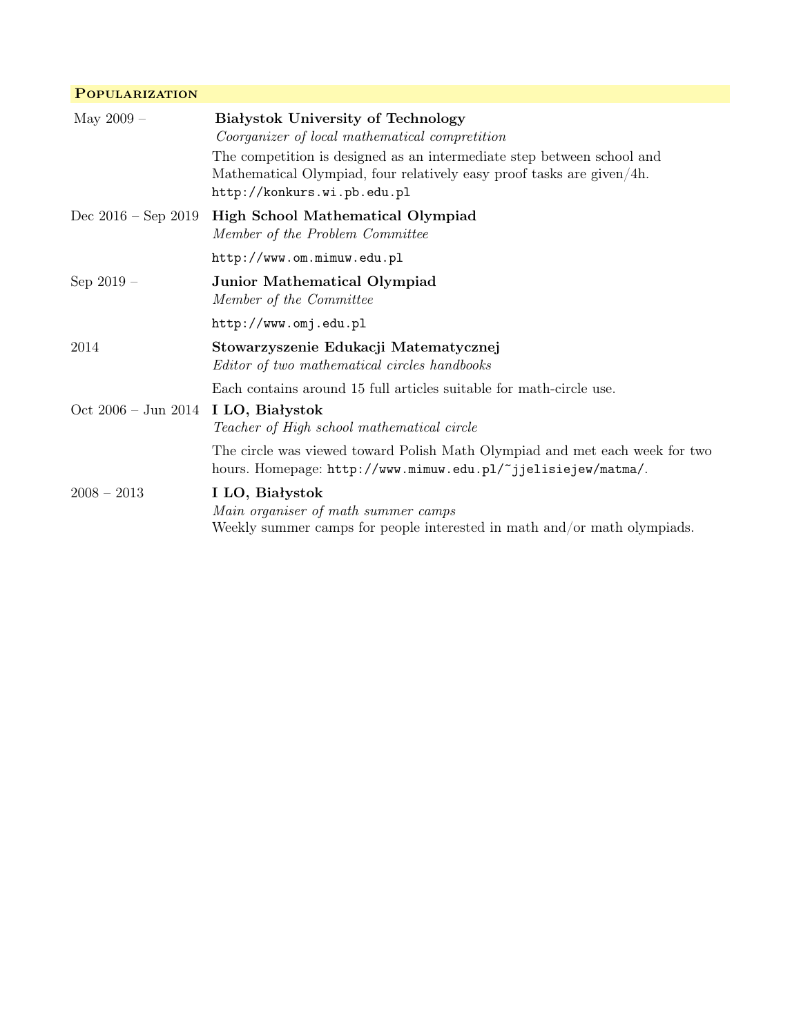## Popularization

**May 2009 –** **Białystok University of Technology**
*Coorganizer of local mathematical compretition*

The competition is designed as an intermediate step between school and Mathematical Olympiad, four relatively easy proof tasks are given/4h.
http://konkurs.wi.pb.edu.pl

**Dec 2016 – Sep 2019** **High School Mathematical Olympiad**
*Member of the Problem Committee*

http://www.om.mimuw.edu.pl

**Sep 2019 –** **Junior Mathematical Olympiad**
*Member of the Committee*

http://www.omj.edu.pl

**2014** **Stowarzyszenie Edukacji Matematycznej**
*Editor of two mathematical circles handbooks*

Each contains around 15 full articles suitable for math-circle use.

**Oct 2006 – Jun 2014** **I LO, Białystok**
*Teacher of High school mathematical circle*

The circle was viewed toward Polish Math Olympiad and met each week for two hours. Homepage: http://www.mimuw.edu.pl/~jjelisiejew/matma/.

**2008 – 2013** **I LO, Białystok**
*Main organiser of math summer camps*
Weekly summer camps for people interested in math and/or math olympiads.